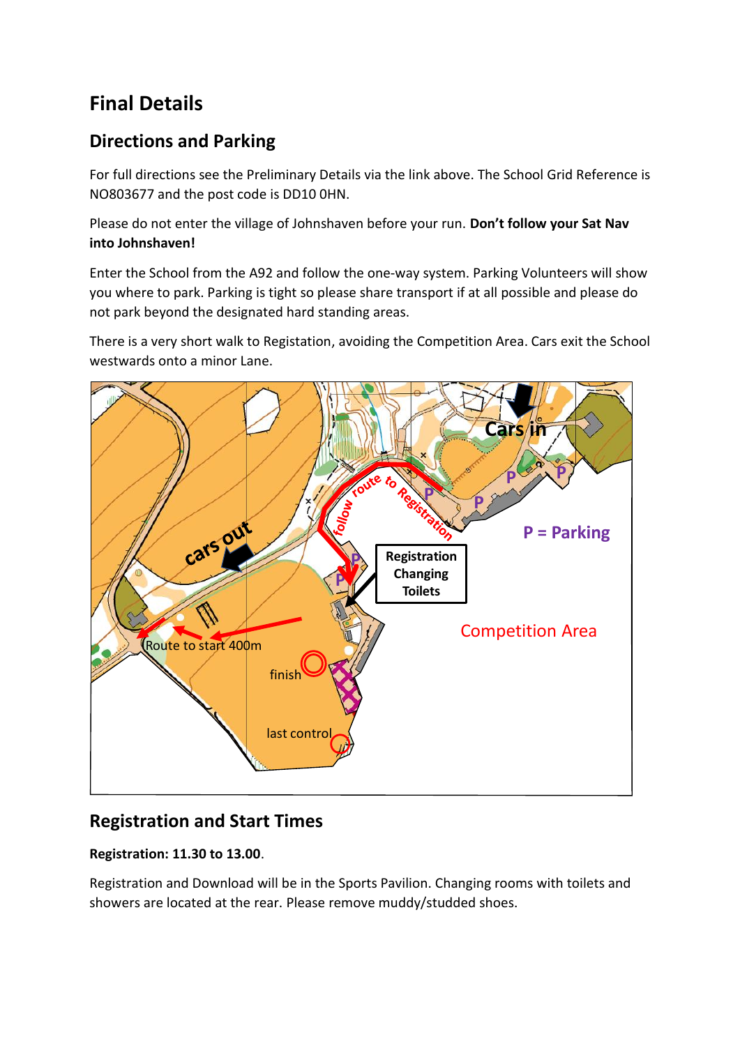# Final Details

## Directions and Parking

For full directions see the Preliminary Details via the link above. The School Grid Reference is NO803677 and the post code is DD10 0HN.

Please do not enter the village of Johnshaven before your run. **Don't follow your Sat Nav into Johnshaven!**

Enter the School from the A92 and follow the one-way system. Parking Volunteers will show you where to park. Parking is tight so please share transport if at all possible and please do not park beyond the designated hard standing areas.

There is a very short walk to Registation, avoiding the Competition Area. Cars exit the School westwards onto a minor Lane.

## Registration and Start Times

**Registration: 11.30 to 13.00**.

Registration and Download will be in the Sports Pavilion. Changing rooms with toilets and showers are located at the rear. Please remove muddy/studded shoes.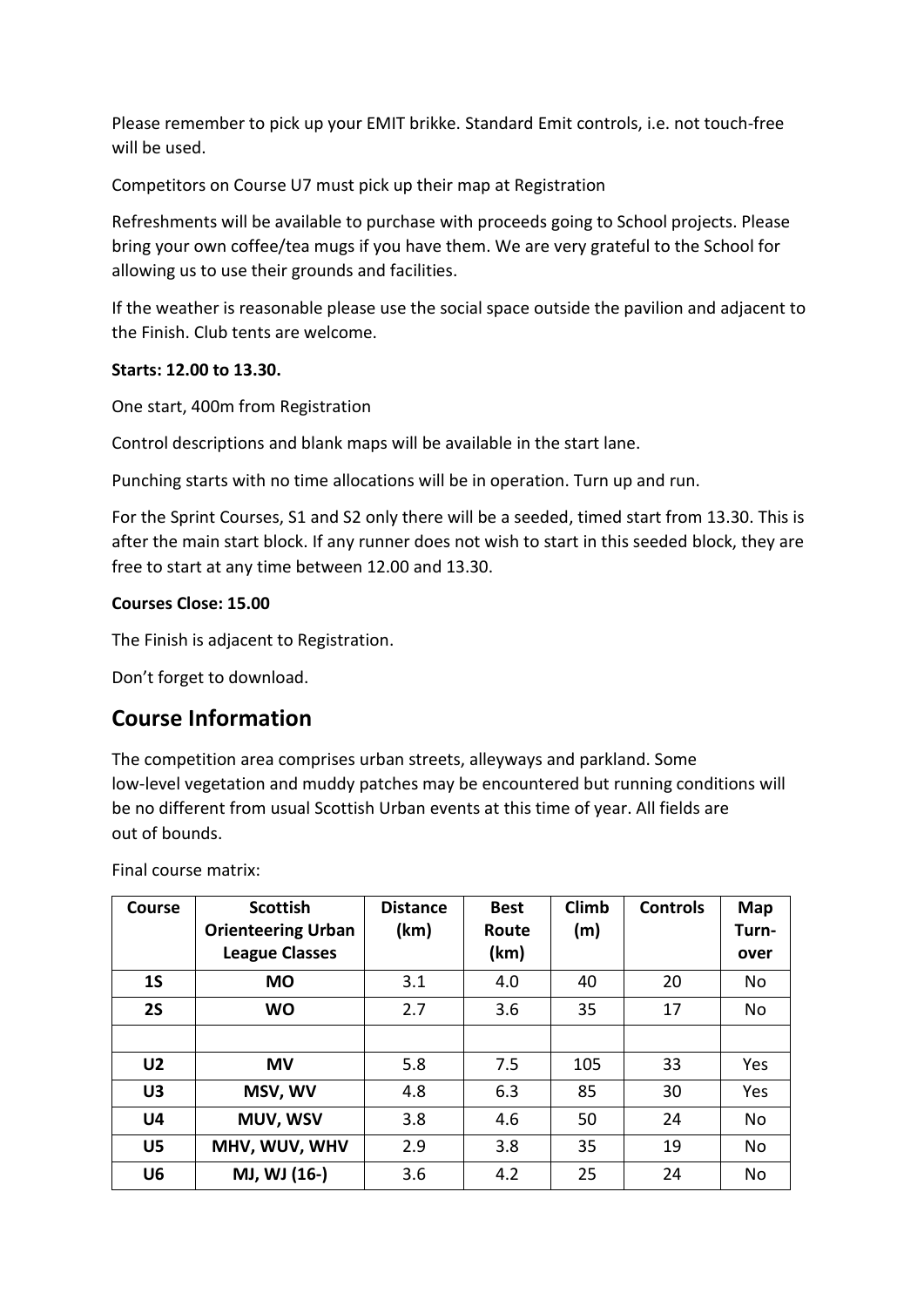Please remember to pick up your EMIT brikke. Standard Emit controls, i.e. not touch-free will be used.

Competitors on Course U7 must pick up their map at Registration

Refreshments will be available to purchase with proceeds going to School projects. Please bring your own coffee/tea mugs if you have them. We are very grateful to the School for allowing us to use their grounds and facilities.

If the weather is reasonable please use the social space outside the pavilion and adjacent to the Finish. Club tents are welcome.

**Starts: 12.00 to 13.30.**

One start, 400m from Registration

Control descriptions and blank maps will be available in the start lane.

Punching starts with no time allocations will be in operation. Turn up and run.

For the Sprint Courses, S1 and S2 only there will be a seeded, timed start from 13.30. This is after the main start block. If any runner does not wish to start in this seeded block, they are free to start at any time between 12.00 and 13.30.

**Courses Close: 15.00**

The Finish is adjacent to Registration.

Don't forget to download.

## Course Information

The competition area comprises urban streets, alleyways and parkland. Some low-level vegetation and muddy patches may be encountered but running conditions will be no different from usual Scottish Urban events at this time of year. All fields are out of bounds.

Final course matrix:

| Course | Scottish Orienteering Urban League Classes | Distance (km) | Best Route (km) | Climb (m) | Controls | Map Turn-over |
|---|---|---|---|---|---|---|
| **1S** | **MO** | 3.1 | 4.0 | 40 | 20 | No |
| **2S** | **WO** | 2.7 | 3.6 | 35 | 17 | No |
| | | | | | | |
| **U2** | **MV** | 5.8 | 7.5 | 105 | 33 | Yes |
| **U3** | **MSV, WV** | 4.8 | 6.3 | 85 | 30 | Yes |
| **U4** | **MUV, WSV** | 3.8 | 4.6 | 50 | 24 | No |
| **U5** | **MHV, WUV, WHV** | 2.9 | 3.8 | 35 | 19 | No |
| **U6** | **MJ, WJ (16-)** | 3.6 | 4.2 | 25 | 24 | No |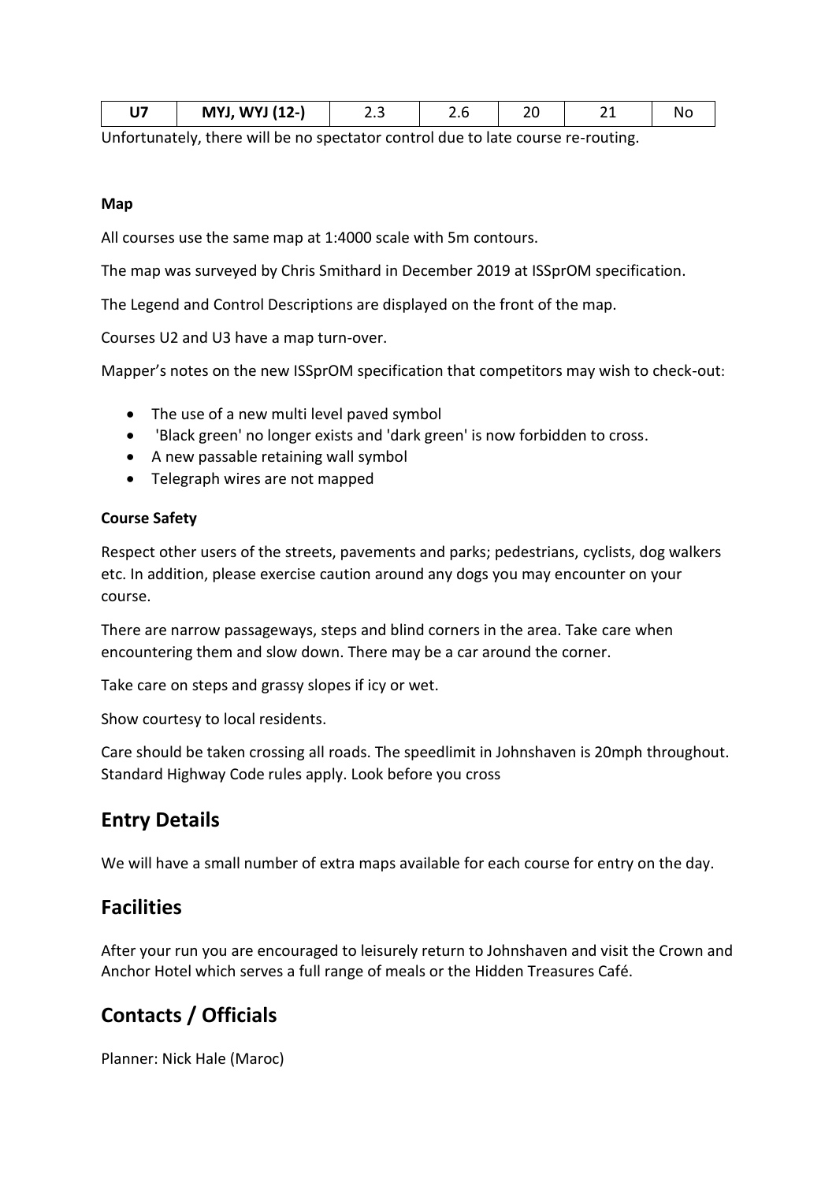| U7 | MYJ, WYJ (12-) | 2.3 | 2.6 | 20 | 21 | No |
|---|---|---|---|---|---|---|

Unfortunately, there will be no spectator control due to late course re-routing.

**Map**

All courses use the same map at 1:4000 scale with 5m contours.

The map was surveyed by Chris Smithard in December 2019 at ISSprOM specification.

The Legend and Control Descriptions are displayed on the front of the map.

Courses U2 and U3 have a map turn-over.

Mapper's notes on the new ISSprOM specification that competitors may wish to check-out:

- The use of a new multi level paved symbol
- 'Black green' no longer exists and 'dark green' is now forbidden to cross.
- A new passable retaining wall symbol
- Telegraph wires are not mapped

**Course Safety**

Respect other users of the streets, pavements and parks; pedestrians, cyclists, dog walkers etc. In addition, please exercise caution around any dogs you may encounter on your course.

There are narrow passageways, steps and blind corners in the area. Take care when encountering them and slow down. There may be a car around the corner.

Take care on steps and grassy slopes if icy or wet.

Show courtesy to local residents.

Care should be taken crossing all roads. The speedlimit in Johnshaven is 20mph throughout. Standard Highway Code rules apply. Look before you cross

## Entry Details

We will have a small number of extra maps available for each course for entry on the day.

## Facilities

After your run you are encouraged to leisurely return to Johnshaven and visit the Crown and Anchor Hotel which serves a full range of meals or the Hidden Treasures Café.

## Contacts / Officials

Planner: Nick Hale (Maroc)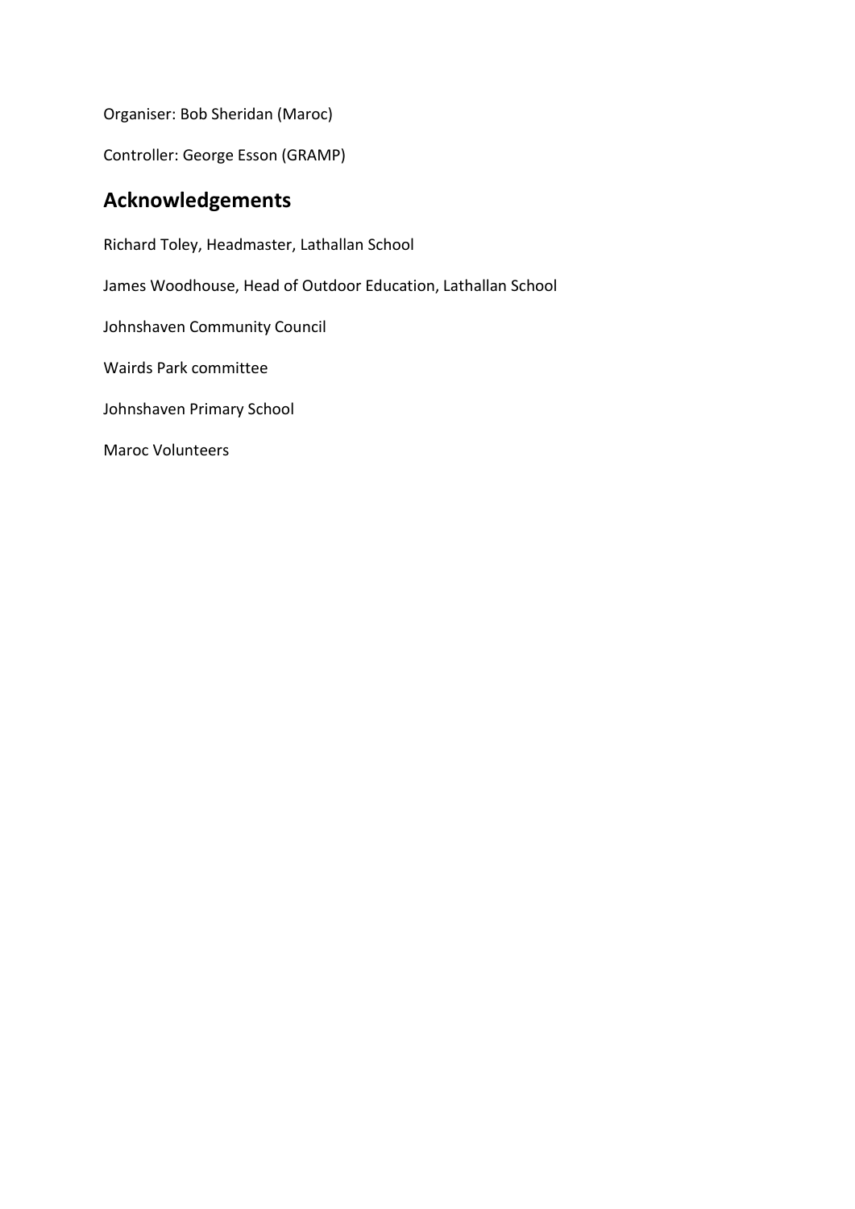Organiser: Bob Sheridan (Maroc)

Controller: George Esson (GRAMP)

## Acknowledgements

Richard Toley, Headmaster, Lathallan School

James Woodhouse, Head of Outdoor Education, Lathallan School

Johnshaven Community Council

Wairds Park committee

Johnshaven Primary School

Maroc Volunteers